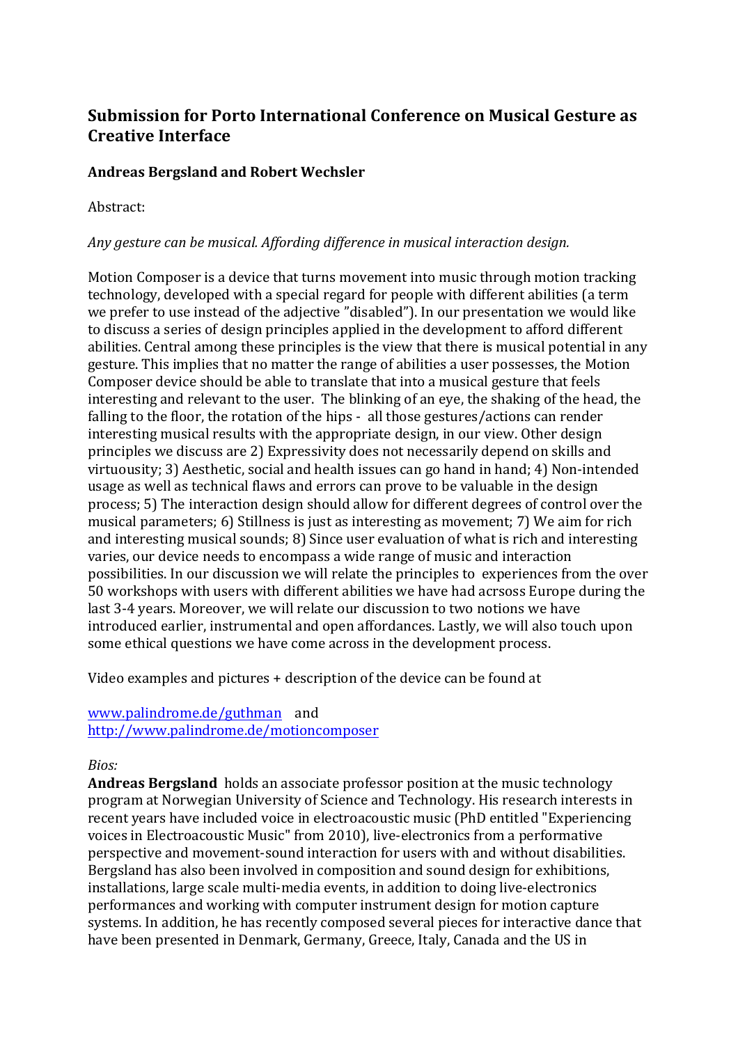# Submission for Porto International Conference on Musical Gesture as Creative Interface

**Andreas Bergsland and Robert Wechsler**

Abstract:

*Any gesture can be musical. Affording difference in musical interaction design.*

Motion Composer is a device that turns movement into music through motion tracking technology, developed with a special regard for people with different abilities (a term we prefer to use instead of the adjective "disabled"). In our presentation we would like to discuss a series of design principles applied in the development to afford different abilities. Central among these principles is the view that there is musical potential in any gesture. This implies that no matter the range of abilities a user possesses, the Motion Composer device should be able to translate that into a musical gesture that feels interesting and relevant to the user. The blinking of an eye, the shaking of the head, the falling to the floor, the rotation of the hips - all those gestures/actions can render interesting musical results with the appropriate design, in our view. Other design principles we discuss are 2) Expressivity does not necessarily depend on skills and virtuousity; 3) Aesthetic, social and health issues can go hand in hand; 4) Non-intended usage as well as technical flaws and errors can prove to be valuable in the design process; 5) The interaction design should allow for different degrees of control over the musical parameters; 6) Stillness is just as interesting as movement; 7) We aim for rich and interesting musical sounds; 8) Since user evaluation of what is rich and interesting varies, our device needs to encompass a wide range of music and interaction possibilities. In our discussion we will relate the principles to experiences from the over 50 workshops with users with different abilities we have had acrsoss Europe during the last 3-4 years. Moreover, we will relate our discussion to two notions we have introduced earlier, instrumental and open affordances. Lastly, we will also touch upon some ethical questions we have come across in the development process.

Video examples and pictures + description of the device can be found at

[www.palindrome.de/guthman](http://www.palindrome.de/guthman) and
[http://www.palindrome.de/motioncomposer](http://www.palindrome.de/motioncomposer)

*Bios:*

**Andreas Bergsland** holds an associate professor position at the music technology program at Norwegian University of Science and Technology. His research interests in recent years have included voice in electroacoustic music (PhD entitled "Experiencing voices in Electroacoustic Music" from 2010), live-electronics from a performative perspective and movement-sound interaction for users with and without disabilities. Bergsland has also been involved in composition and sound design for exhibitions, installations, large scale multi-media events, in addition to doing live-electronics performances and working with computer instrument design for motion capture systems. In addition, he has recently composed several pieces for interactive dance that have been presented in Denmark, Germany, Greece, Italy, Canada and the US in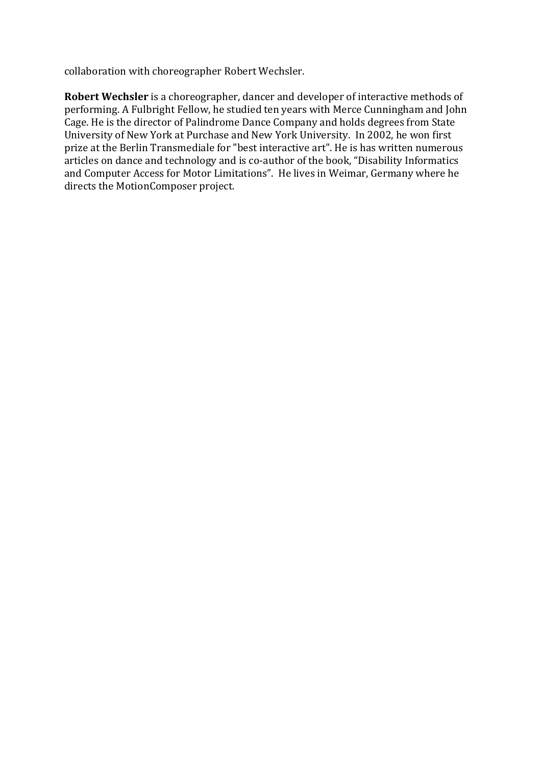collaboration with choreographer Robert Wechsler.

**Robert Wechsler** is a choreographer, dancer and developer of interactive methods of performing. A Fulbright Fellow, he studied ten years with Merce Cunningham and John Cage. He is the director of Palindrome Dance Company and holds degrees from State University of New York at Purchase and New York University. In 2002, he won first prize at the Berlin Transmediale for "best interactive art". He is has written numerous articles on dance and technology and is co-author of the book, "Disability Informatics and Computer Access for Motor Limitations". He lives in Weimar, Germany where he directs the MotionComposer project.